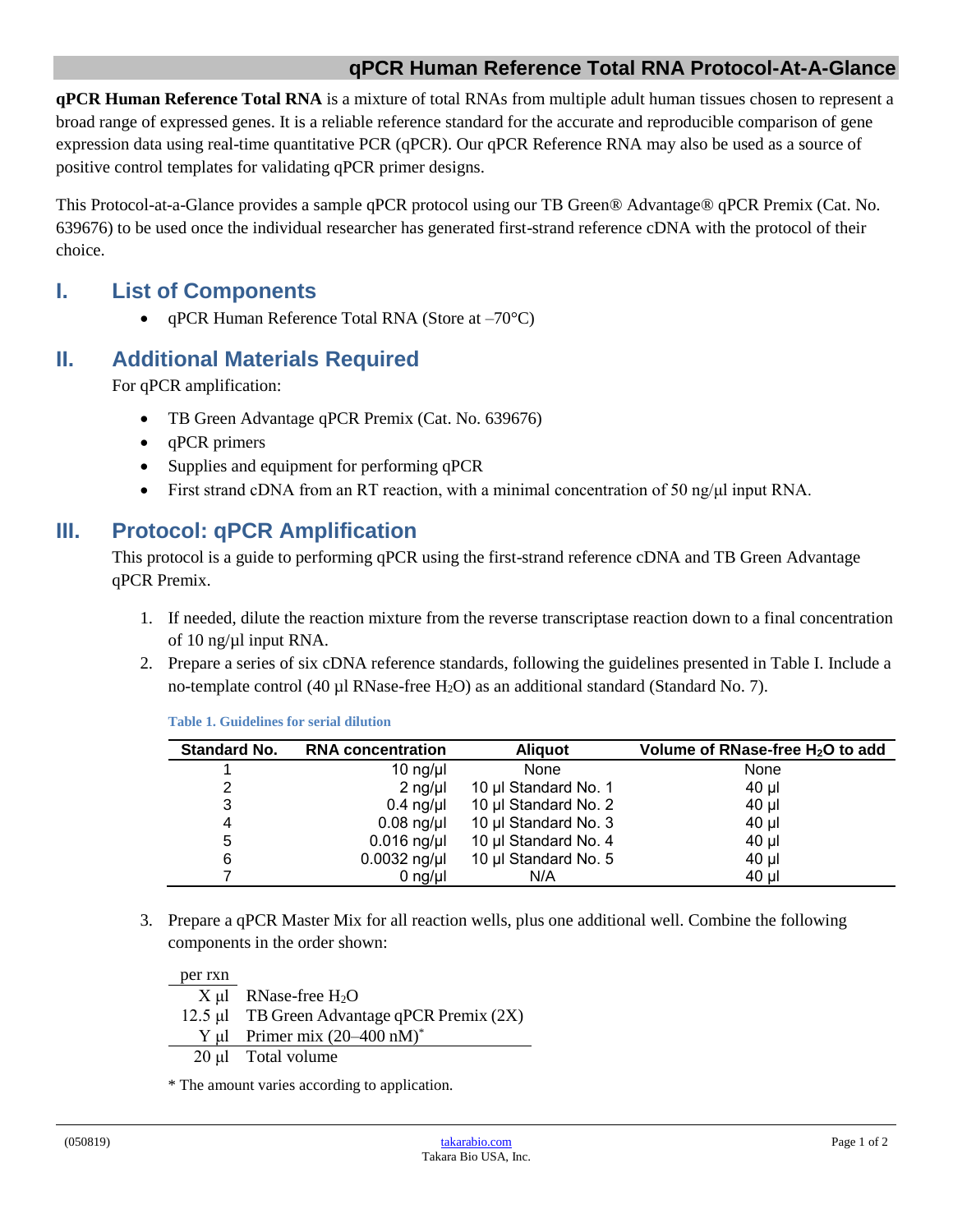# qPCR Human Reference Total RNA Protocol-At-A-Glance

**qPCR Human Reference Total RNA** is a mixture of total RNAs from multiple adult human tissues chosen to represent a broad range of expressed genes. It is a reliable reference standard for the accurate and reproducible comparison of gene expression data using real-time quantitative PCR (qPCR). Our qPCR Reference RNA may also be used as a source of positive control templates for validating qPCR primer designs.

This Protocol-at-a-Glance provides a sample qPCR protocol using our TB Green® Advantage® qPCR Premix (Cat. No. 639676) to be used once the individual researcher has generated first-strand reference cDNA with the protocol of their choice.

## I. List of Components

- qPCR Human Reference Total RNA (Store at –70°C)

## II. Additional Materials Required

For qPCR amplification:

- TB Green Advantage qPCR Premix (Cat. No. 639676)
- qPCR primers
- Supplies and equipment for performing qPCR
- First strand cDNA from an RT reaction, with a minimal concentration of 50 ng/µl input RNA.

## III. Protocol: qPCR Amplification

This protocol is a guide to performing qPCR using the first-strand reference cDNA and TB Green Advantage qPCR Premix.

1. If needed, dilute the reaction mixture from the reverse transcriptase reaction down to a final concentration of 10 ng/µl input RNA.
2. Prepare a series of six cDNA reference standards, following the guidelines presented in Table I. Include a no-template control (40 µl RNase-free $H_2O$) as an additional standard (Standard No. 7).

**Table 1. Guidelines for serial dilution**

| Standard No. | RNA concentration | Aliquot | Volume of RNase-free $H_2O$ to add |
|---|---|---|---|
| 1 | 10 ng/µl | None | None |
| 2 | 2 ng/µl | 10 µl Standard No. 1 | 40 µl |
| 3 | 0.4 ng/µl | 10 µl Standard No. 2 | 40 µl |
| 4 | 0.08 ng/µl | 10 µl Standard No. 3 | 40 µl |
| 5 | 0.016 ng/µl | 10 µl Standard No. 4 | 40 µl |
| 6 | 0.0032 ng/µl | 10 µl Standard No. 5 | 40 µl |
| 7 | 0 ng/µl | N/A | 40 µl |

3. Prepare a qPCR Master Mix for all reaction wells, plus one additional well. Combine the following components in the order shown:

| per rxn | |
|---|---|
| X µl | RNase-free $H_2O$ |
| 12.5 µl | TB Green Advantage qPCR Premix (2X) |
| Y µl | Primer mix (20–400 nM)* |
| 20 µl | Total volume |

\* The amount varies according to application.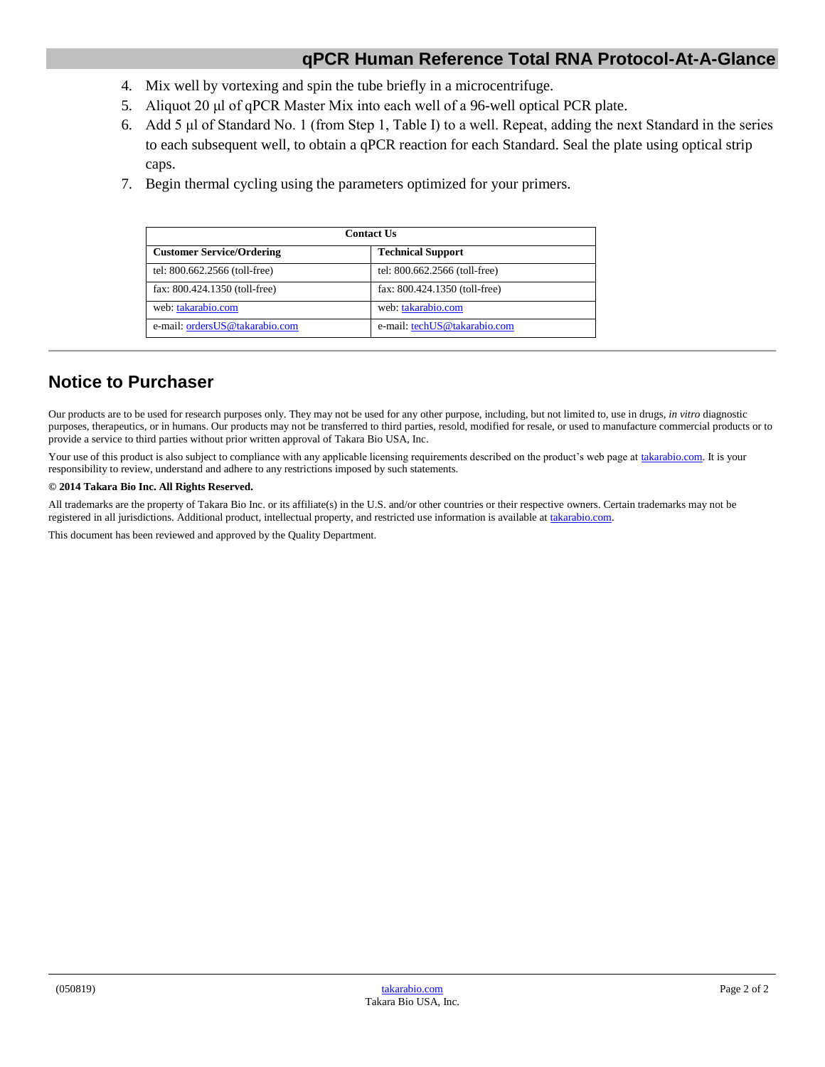4. Mix well by vortexing and spin the tube briefly in a microcentrifuge.
5. Aliquot 20 µl of qPCR Master Mix into each well of a 96-well optical PCR plate.
6. Add 5 µl of Standard No. 1 (from Step 1, Table I) to a well. Repeat, adding the next Standard in the series to each subsequent well, to obtain a qPCR reaction for each Standard. Seal the plate using optical strip caps.
7. Begin thermal cycling using the parameters optimized for your primers.

| Contact Us | |
|---|---|
| **Customer Service/Ordering** | **Technical Support** |
| tel: 800.662.2566 (toll-free) | tel: 800.662.2566 (toll-free) |
| fax: 800.424.1350 (toll-free) | fax: 800.424.1350 (toll-free) |
| web: takarabio.com | web: takarabio.com |
| e-mail: ordersUS@takarabio.com | e-mail: techUS@takarabio.com |

## Notice to Purchaser

Our products are to be used for research purposes only. They may not be used for any other purpose, including, but not limited to, use in drugs, *in vitro* diagnostic purposes, therapeutics, or in humans. Our products may not be transferred to third parties, resold, modified for resale, or used to manufacture commercial products or to provide a service to third parties without prior written approval of Takara Bio USA, Inc.

Your use of this product is also subject to compliance with any applicable licensing requirements described on the product's web page at takarabio.com. It is your responsibility to review, understand and adhere to any restrictions imposed by such statements.

**© 2014 Takara Bio Inc. All Rights Reserved.**

All trademarks are the property of Takara Bio Inc. or its affiliate(s) in the U.S. and/or other countries or their respective owners. Certain trademarks may not be registered in all jurisdictions. Additional product, intellectual property, and restricted use information is available at takarabio.com.

This document has been reviewed and approved by the Quality Department.